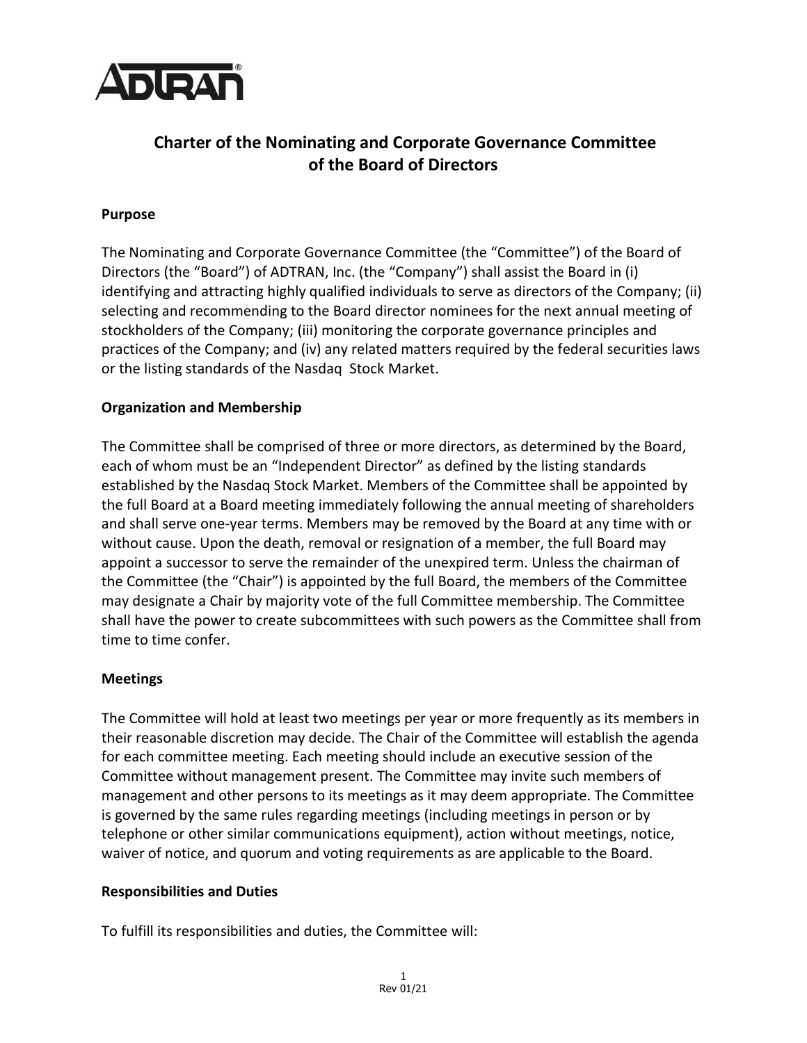# Charter of the Nominating and Corporate Governance Committee of the Board of Directors

## Purpose

The Nominating and Corporate Governance Committee (the "Committee") of the Board of Directors (the "Board") of ADTRAN, Inc. (the "Company") shall assist the Board in (i) identifying and attracting highly qualified individuals to serve as directors of the Company; (ii) selecting and recommending to the Board director nominees for the next annual meeting of stockholders of the Company; (iii) monitoring the corporate governance principles and practices of the Company; and (iv) any related matters required by the federal securities laws or the listing standards of the Nasdaq Stock Market.

## Organization and Membership

The Committee shall be comprised of three or more directors, as determined by the Board, each of whom must be an "Independent Director" as defined by the listing standards established by the Nasdaq Stock Market. Members of the Committee shall be appointed by the full Board at a Board meeting immediately following the annual meeting of shareholders and shall serve one-year terms. Members may be removed by the Board at any time with or without cause. Upon the death, removal or resignation of a member, the full Board may appoint a successor to serve the remainder of the unexpired term. Unless the chairman of the Committee (the "Chair") is appointed by the full Board, the members of the Committee may designate a Chair by majority vote of the full Committee membership. The Committee shall have the power to create subcommittees with such powers as the Committee shall from time to time confer.

## Meetings

The Committee will hold at least two meetings per year or more frequently as its members in their reasonable discretion may decide. The Chair of the Committee will establish the agenda for each committee meeting. Each meeting should include an executive session of the Committee without management present. The Committee may invite such members of management and other persons to its meetings as it may deem appropriate. The Committee is governed by the same rules regarding meetings (including meetings in person or by telephone or other similar communications equipment), action without meetings, notice, waiver of notice, and quorum and voting requirements as are applicable to the Board.

## Responsibilities and Duties

To fulfill its responsibilities and duties, the Committee will: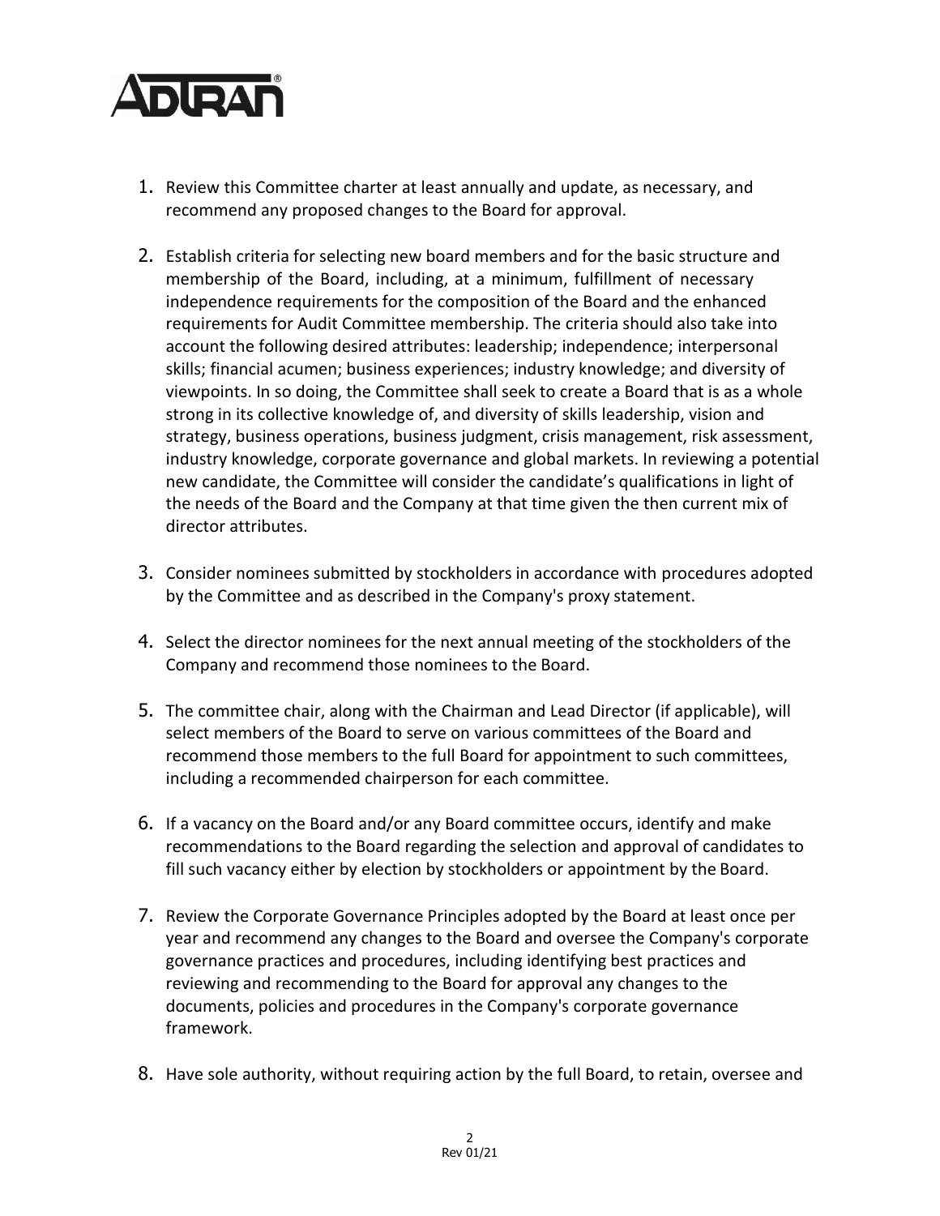1. Review this Committee charter at least annually and update, as necessary, and recommend any proposed changes to the Board for approval.

2. Establish criteria for selecting new board members and for the basic structure and membership of the Board, including, at a minimum, fulfillment of necessary independence requirements for the composition of the Board and the enhanced requirements for Audit Committee membership. The criteria should also take into account the following desired attributes: leadership; independence; interpersonal skills; financial acumen; business experiences; industry knowledge; and diversity of viewpoints. In so doing, the Committee shall seek to create a Board that is as a whole strong in its collective knowledge of, and diversity of skills leadership, vision and strategy, business operations, business judgment, crisis management, risk assessment, industry knowledge, corporate governance and global markets. In reviewing a potential new candidate, the Committee will consider the candidate's qualifications in light of the needs of the Board and the Company at that time given the then current mix of director attributes.

3. Consider nominees submitted by stockholders in accordance with procedures adopted by the Committee and as described in the Company's proxy statement.

4. Select the director nominees for the next annual meeting of the stockholders of the Company and recommend those nominees to the Board.

5. The committee chair, along with the Chairman and Lead Director (if applicable), will select members of the Board to serve on various committees of the Board and recommend those members to the full Board for appointment to such committees, including a recommended chairperson for each committee.

6. If a vacancy on the Board and/or any Board committee occurs, identify and make recommendations to the Board regarding the selection and approval of candidates to fill such vacancy either by election by stockholders or appointment by the Board.

7. Review the Corporate Governance Principles adopted by the Board at least once per year and recommend any changes to the Board and oversee the Company's corporate governance practices and procedures, including identifying best practices and reviewing and recommending to the Board for approval any changes to the documents, policies and procedures in the Company's corporate governance framework.

8. Have sole authority, without requiring action by the full Board, to retain, oversee and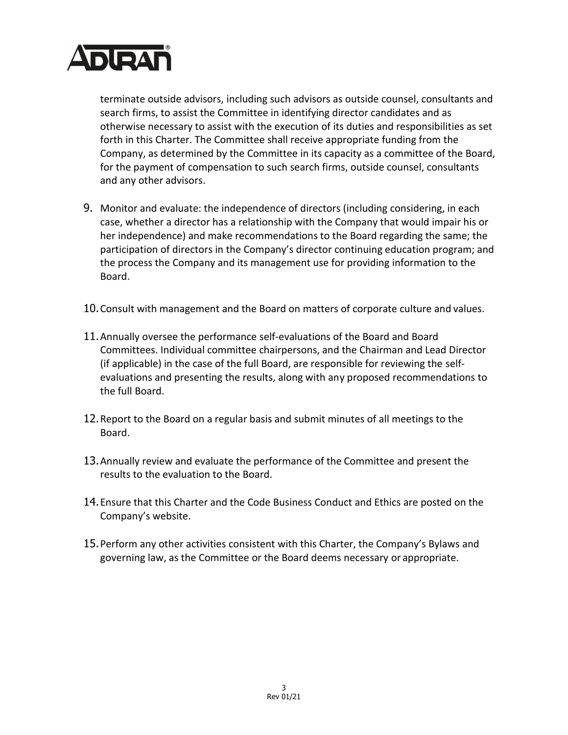terminate outside advisors, including such advisors as outside counsel, consultants and search firms, to assist the Committee in identifying director candidates and as otherwise necessary to assist with the execution of its duties and responsibilities as set forth in this Charter. The Committee shall receive appropriate funding from the Company, as determined by the Committee in its capacity as a committee of the Board, for the payment of compensation to such search firms, outside counsel, consultants and any other advisors.

9. Monitor and evaluate: the independence of directors (including considering, in each case, whether a director has a relationship with the Company that would impair his or her independence) and make recommendations to the Board regarding the same; the participation of directors in the Company's director continuing education program; and the process the Company and its management use for providing information to the Board.

10. Consult with management and the Board on matters of corporate culture and values.

11. Annually oversee the performance self-evaluations of the Board and Board Committees. Individual committee chairpersons, and the Chairman and Lead Director (if applicable) in the case of the full Board, are responsible for reviewing the self-evaluations and presenting the results, along with any proposed recommendations to the full Board.

12. Report to the Board on a regular basis and submit minutes of all meetings to the Board.

13. Annually review and evaluate the performance of the Committee and present the results to the evaluation to the Board.

14. Ensure that this Charter and the Code Business Conduct and Ethics are posted on the Company's website.

15. Perform any other activities consistent with this Charter, the Company's Bylaws and governing law, as the Committee or the Board deems necessary or appropriate.